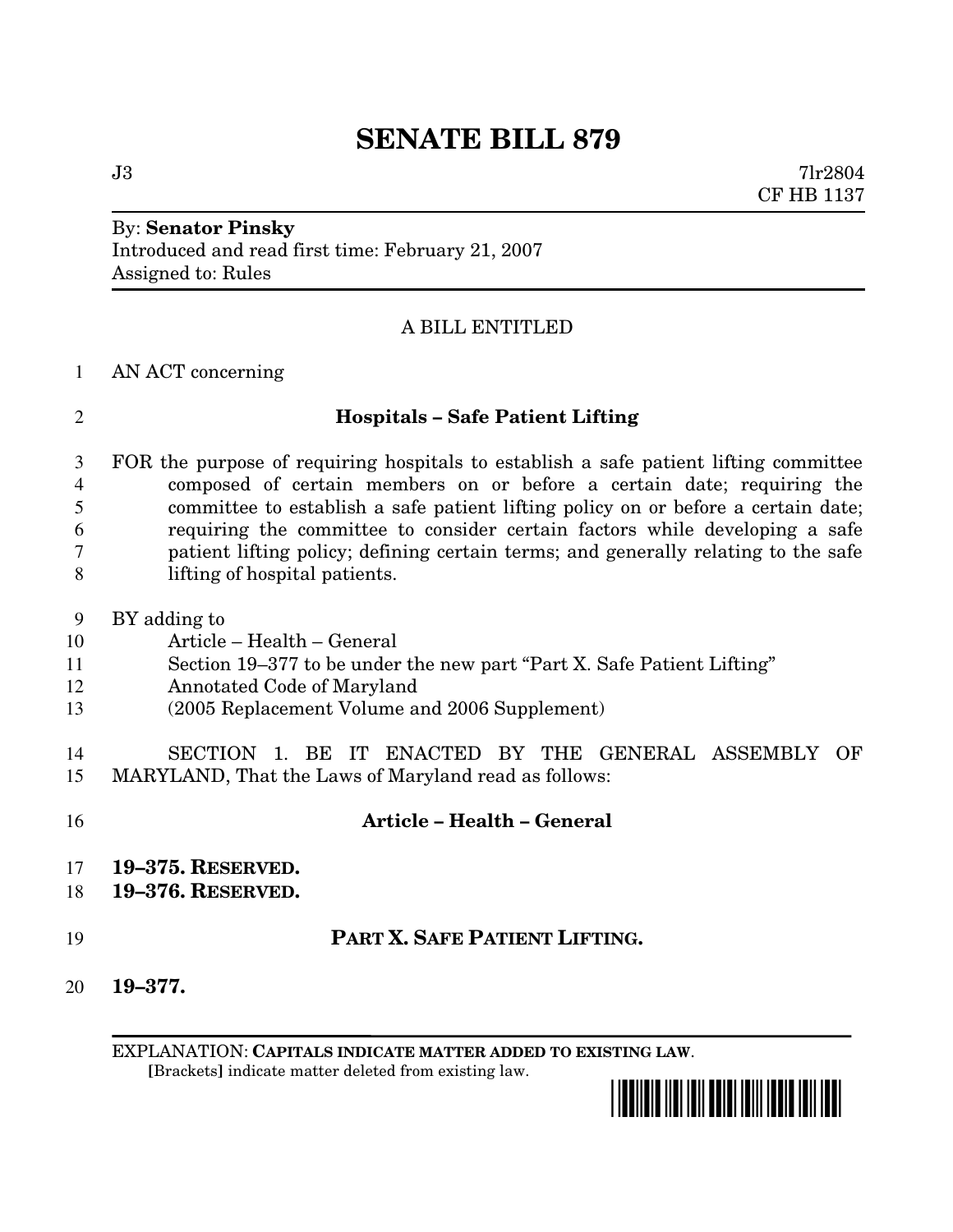# SENATE BILL 879

J3 7lr2804
CF HB 1137

By: **Senator Pinsky**
Introduced and read first time: February 21, 2007
Assigned to: Rules

A BILL ENTITLED

1 AN ACT concerning

2 **Hospitals – Safe Patient Lifting**

3 FOR the purpose of requiring hospitals to establish a safe patient lifting committee
4 composed of certain members on or before a certain date; requiring the
5 committee to establish a safe patient lifting policy on or before a certain date;
6 requiring the committee to consider certain factors while developing a safe
7 patient lifting policy; defining certain terms; and generally relating to the safe
8 lifting of hospital patients.

9 BY adding to
10 Article – Health – General
11 Section 19–377 to be under the new part "Part X. Safe Patient Lifting"
12 Annotated Code of Maryland
13 (2005 Replacement Volume and 2006 Supplement)

14 SECTION 1. BE IT ENACTED BY THE GENERAL ASSEMBLY OF
15 MARYLAND, That the Laws of Maryland read as follows:

16 **Article – Health – General**

17 **19–375. RESERVED.**
18 **19–376. RESERVED.**

19 **PART X. SAFE PATIENT LIFTING.**

20 **19–377.**

EXPLANATION: **CAPITALS INDICATE MATTER ADDED TO EXISTING LAW**.
**[**Brackets**]** indicate matter deleted from existing law.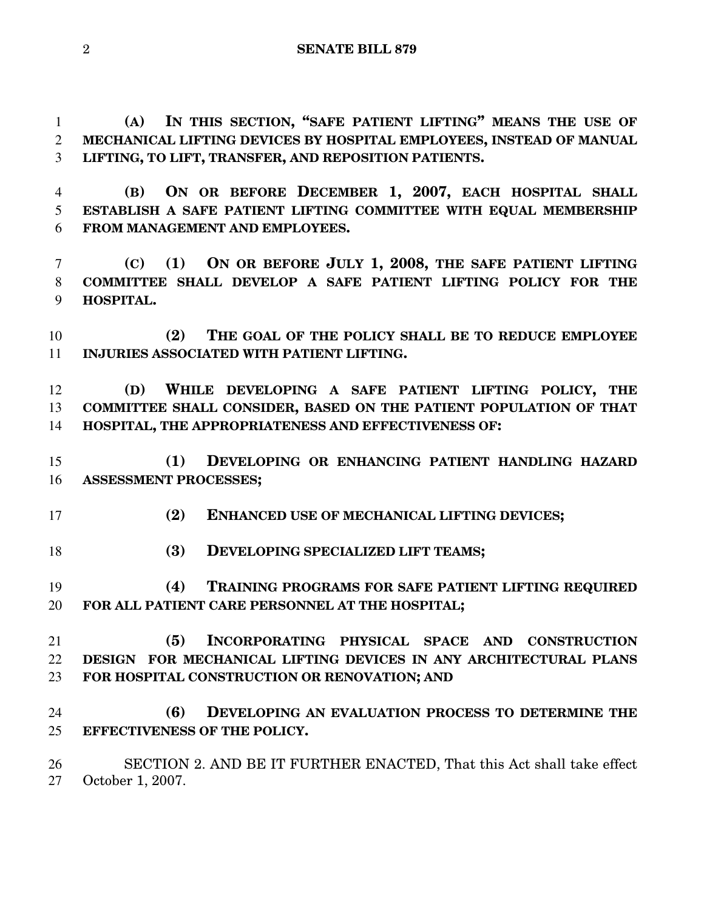**(A) IN THIS SECTION, "SAFE PATIENT LIFTING" MEANS THE USE OF MECHANICAL LIFTING DEVICES BY HOSPITAL EMPLOYEES, INSTEAD OF MANUAL LIFTING, TO LIFT, TRANSFER, AND REPOSITION PATIENTS.**

**(B) ON OR BEFORE DECEMBER 1, 2007, EACH HOSPITAL SHALL ESTABLISH A SAFE PATIENT LIFTING COMMITTEE WITH EQUAL MEMBERSHIP FROM MANAGEMENT AND EMPLOYEES.**

**(C) (1) ON OR BEFORE JULY 1, 2008, THE SAFE PATIENT LIFTING COMMITTEE SHALL DEVELOP A SAFE PATIENT LIFTING POLICY FOR THE HOSPITAL.**

**(2) THE GOAL OF THE POLICY SHALL BE TO REDUCE EMPLOYEE INJURIES ASSOCIATED WITH PATIENT LIFTING.**

**(D) WHILE DEVELOPING A SAFE PATIENT LIFTING POLICY, THE COMMITTEE SHALL CONSIDER, BASED ON THE PATIENT POPULATION OF THAT HOSPITAL, THE APPROPRIATENESS AND EFFECTIVENESS OF:**

**(1) DEVELOPING OR ENHANCING PATIENT HANDLING HAZARD ASSESSMENT PROCESSES;**

**(2) ENHANCED USE OF MECHANICAL LIFTING DEVICES;**

**(3) DEVELOPING SPECIALIZED LIFT TEAMS;**

**(4) TRAINING PROGRAMS FOR SAFE PATIENT LIFTING REQUIRED FOR ALL PATIENT CARE PERSONNEL AT THE HOSPITAL;**

**(5) INCORPORATING PHYSICAL SPACE AND CONSTRUCTION DESIGN FOR MECHANICAL LIFTING DEVICES IN ANY ARCHITECTURAL PLANS FOR HOSPITAL CONSTRUCTION OR RENOVATION; AND**

**(6) DEVELOPING AN EVALUATION PROCESS TO DETERMINE THE EFFECTIVENESS OF THE POLICY.**

SECTION 2. AND BE IT FURTHER ENACTED, That this Act shall take effect October 1, 2007.